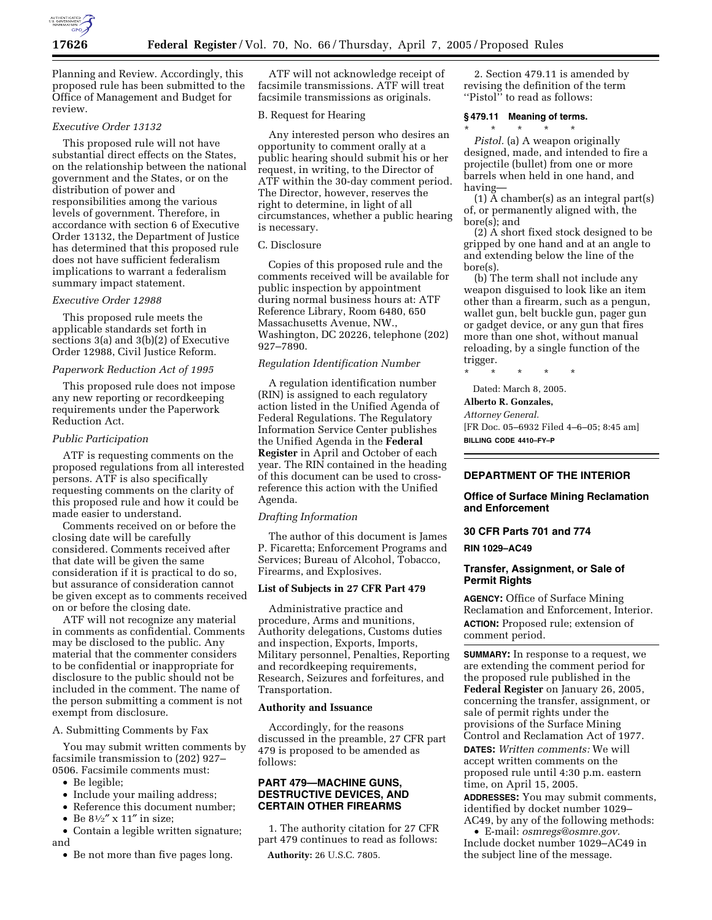Planning and Review. Accordingly, this proposed rule has been submitted to the Office of Management and Budget for review.

*Executive Order 13132*

This proposed rule will not have substantial direct effects on the States, on the relationship between the national government and the States, or on the distribution of power and responsibilities among the various levels of government. Therefore, in accordance with section 6 of Executive Order 13132, the Department of Justice has determined that this proposed rule does not have sufficient federalism implications to warrant a federalism summary impact statement.

*Executive Order 12988*

This proposed rule meets the applicable standards set forth in sections 3(a) and 3(b)(2) of Executive Order 12988, Civil Justice Reform.

*Paperwork Reduction Act of 1995*

This proposed rule does not impose any new reporting or recordkeeping requirements under the Paperwork Reduction Act.

*Public Participation*

ATF is requesting comments on the proposed regulations from all interested persons. ATF is also specifically requesting comments on the clarity of this proposed rule and how it could be made easier to understand.

Comments received on or before the closing date will be carefully considered. Comments received after that date will be given the same consideration if it is practical to do so, but assurance of consideration cannot be given except as to comments received on or before the closing date.

ATF will not recognize any material in comments as confidential. Comments may be disclosed to the public. Any material that the commenter considers to be confidential or inappropriate for disclosure to the public should not be included in the comment. The name of the person submitting a comment is not exempt from disclosure.

A. Submitting Comments by Fax

You may submit written comments by facsimile transmission to (202) 927–0506. Facsimile comments must:

- Be legible;
- Include your mailing address;
- Reference this document number;
- Be 8½″ x 11″ in size;
- Contain a legible written signature; and
- Be not more than five pages long.

ATF will not acknowledge receipt of facsimile transmissions. ATF will treat facsimile transmissions as originals.

B. Request for Hearing

Any interested person who desires an opportunity to comment orally at a public hearing should submit his or her request, in writing, to the Director of ATF within the 30-day comment period. The Director, however, reserves the right to determine, in light of all circumstances, whether a public hearing is necessary.

C. Disclosure

Copies of this proposed rule and the comments received will be available for public inspection by appointment during normal business hours at: ATF Reference Library, Room 6480, 650 Massachusetts Avenue, NW., Washington, DC 20226, telephone (202) 927–7890.

*Regulation Identification Number*

A regulation identification number (RIN) is assigned to each regulatory action listed in the Unified Agenda of Federal Regulations. The Regulatory Information Service Center publishes the Unified Agenda in the **Federal Register** in April and October of each year. The RIN contained in the heading of this document can be used to cross-reference this action with the Unified Agenda.

*Drafting Information*

The author of this document is James P. Ficaretta; Enforcement Programs and Services; Bureau of Alcohol, Tobacco, Firearms, and Explosives.

**List of Subjects in 27 CFR Part 479**

Administrative practice and procedure, Arms and munitions, Authority delegations, Customs duties and inspection, Exports, Imports, Military personnel, Penalties, Reporting and recordkeeping requirements, Research, Seizures and forfeitures, and Transportation.

**Authority and Issuance**

Accordingly, for the reasons discussed in the preamble, 27 CFR part 479 is proposed to be amended as follows:

**PART 479—MACHINE GUNS, DESTRUCTIVE DEVICES, AND CERTAIN OTHER FIREARMS**

1. The authority citation for 27 CFR part 479 continues to read as follows:

**Authority:** 26 U.S.C. 7805.

2. Section 479.11 is amended by revising the definition of the term ''Pistol'' to read as follows:

**§ 479.11 Meaning of terms.**

\* \* \* \* \*

*Pistol*. (a) A weapon originally designed, made, and intended to fire a projectile (bullet) from one or more barrels when held in one hand, and having—

(1) A chamber(s) as an integral part(s) of, or permanently aligned with, the bore(s); and

(2) A short fixed stock designed to be gripped by one hand and at an angle to and extending below the line of the bore(s).

(b) The term shall not include any weapon disguised to look like an item other than a firearm, such as a pengun, wallet gun, belt buckle gun, pager gun or gadget device, or any gun that fires more than one shot, without manual reloading, by a single function of the trigger.

\* \* \* \* \*

Dated: March 8, 2005.

**Alberto R. Gonzales,**

*Attorney General.*

[FR Doc. 05–6932 Filed 4–6–05; 8:45 am]

**BILLING CODE 4410–FY–P**

---

## DEPARTMENT OF THE INTERIOR

### Office of Surface Mining Reclamation and Enforcement

### 30 CFR Parts 701 and 774

**RIN 1029–AC49**

### Transfer, Assignment, or Sale of Permit Rights

**AGENCY:** Office of Surface Mining Reclamation and Enforcement, Interior.

**ACTION:** Proposed rule; extension of comment period.

**SUMMARY:** In response to a request, we are extending the comment period for the proposed rule published in the **Federal Register** on January 26, 2005, concerning the transfer, assignment, or sale of permit rights under the provisions of the Surface Mining Control and Reclamation Act of 1977.

**DATES:** *Written comments:* We will accept written comments on the proposed rule until 4:30 p.m. eastern time, on April 15, 2005.

**ADDRESSES:** You may submit comments, identified by docket number 1029–AC49, by any of the following methods:

- E-mail: *osmregs@osmre.gov*. Include docket number 1029–AC49 in the subject line of the message.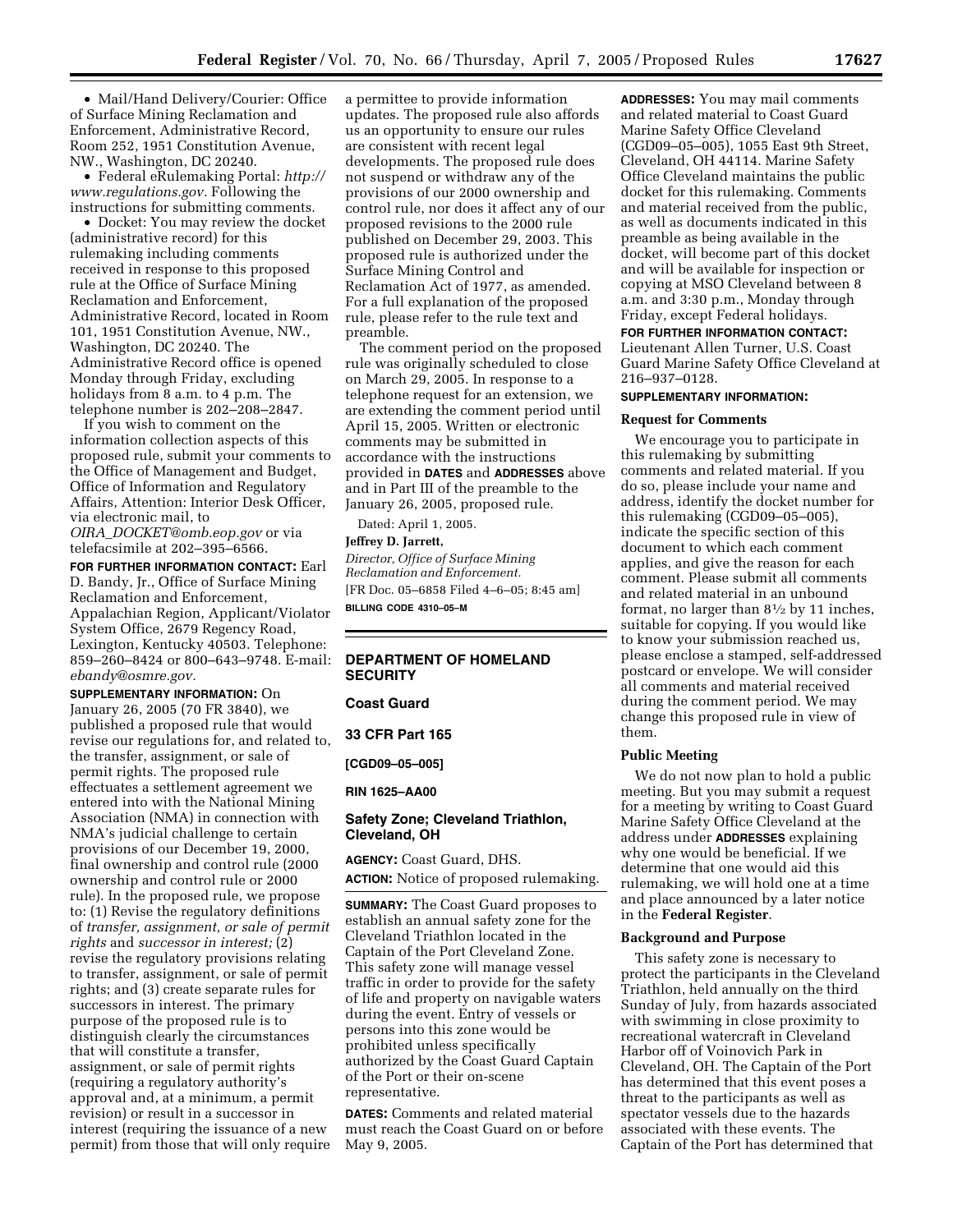- Mail/Hand Delivery/Courier: Office of Surface Mining Reclamation and Enforcement, Administrative Record, Room 252, 1951 Constitution Avenue, NW., Washington, DC 20240.
- Federal eRulemaking Portal: *http://www.regulations.gov.* Following the instructions for submitting comments.
- Docket: You may review the docket (administrative record) for this rulemaking including comments received in response to this proposed rule at the Office of Surface Mining Reclamation and Enforcement, Administrative Record, located in Room 101, 1951 Constitution Avenue, NW., Washington, DC 20240. The Administrative Record office is opened Monday through Friday, excluding holidays from 8 a.m. to 4 p.m. The telephone number is 202–208–2847.

If you wish to comment on the information collection aspects of this proposed rule, submit your comments to the Office of Management and Budget, Office of Information and Regulatory Affairs, Attention: Interior Desk Officer, via electronic mail, to *OIRA_DOCKET@omb.eop.gov* or via telefacsimile at 202–395–6566.

**FOR FURTHER INFORMATION CONTACT:** Earl D. Bandy, Jr., Office of Surface Mining Reclamation and Enforcement, Appalachian Region, Applicant/Violator System Office, 2679 Regency Road, Lexington, Kentucky 40503. Telephone: 859–260–8424 or 800–643–9748. E-mail: *ebandy@osmre.gov.*

**SUPPLEMENTARY INFORMATION:** On January 26, 2005 (70 FR 3840), we published a proposed rule that would revise our regulations for, and related to, the transfer, assignment, or sale of permit rights. The proposed rule effectuates a settlement agreement we entered into with the National Mining Association (NMA) in connection with NMA's judicial challenge to certain provisions of our December 19, 2000, final ownership and control rule (2000 ownership and control rule or 2000 rule). In the proposed rule, we propose to: (1) Revise the regulatory definitions of *transfer, assignment, or sale of permit rights* and *successor in interest;* (2) revise the regulatory provisions relating to transfer, assignment, or sale of permit rights; and (3) create separate rules for successors in interest. The primary purpose of the proposed rule is to distinguish clearly the circumstances that will constitute a transfer, assignment, or sale of permit rights (requiring a regulatory authority's approval and, at a minimum, a permit revision) or result in a successor in interest (requiring the issuance of a new permit) from those that will only require a permittee to provide information updates. The proposed rule also affords us an opportunity to ensure our rules are consistent with recent legal developments. The proposed rule does not suspend or withdraw any of the provisions of our 2000 ownership and control rule, nor does it affect any of our proposed revisions to the 2000 rule published on December 29, 2003. This proposed rule is authorized under the Surface Mining Control and Reclamation Act of 1977, as amended. For a full explanation of the proposed rule, please refer to the rule text and preamble.

The comment period on the proposed rule was originally scheduled to close on March 29, 2005. In response to a telephone request for an extension, we are extending the comment period until April 15, 2005. Written or electronic comments may be submitted in accordance with the instructions provided in **DATES** and **ADDRESSES** above and in Part III of the preamble to the January 26, 2005, proposed rule.

Dated: April 1, 2005.

**Jeffrey D. Jarrett,**

*Director, Office of Surface Mining Reclamation and Enforcement.*

[FR Doc. 05–6858 Filed 4–6–05; 8:45 am]

**BILLING CODE 4310–05–M**

## DEPARTMENT OF HOMELAND SECURITY

### Coast Guard

### 33 CFR Part 165

### [CGD09–05–005]

### RIN 1625–AA00

## Safety Zone; Cleveland Triathlon, Cleveland, OH

**AGENCY:** Coast Guard, DHS.

**ACTION:** Notice of proposed rulemaking.

**SUMMARY:** The Coast Guard proposes to establish an annual safety zone for the Cleveland Triathlon located in the Captain of the Port Cleveland Zone. This safety zone will manage vessel traffic in order to provide for the safety of life and property on navigable waters during the event. Entry of vessels or persons into this zone would be prohibited unless specifically authorized by the Coast Guard Captain of the Port or their on-scene representative.

**DATES:** Comments and related material must reach the Coast Guard on or before May 9, 2005.

**ADDRESSES:** You may mail comments and related material to Coast Guard Marine Safety Office Cleveland (CGD09–05–005), 1055 East 9th Street, Cleveland, OH 44114. Marine Safety Office Cleveland maintains the public docket for this rulemaking. Comments and material received from the public, as well as documents indicated in this preamble as being available in the docket, will become part of this docket and will be available for inspection or copying at MSO Cleveland between 8 a.m. and 3:30 p.m., Monday through Friday, except Federal holidays.

**FOR FURTHER INFORMATION CONTACT:** Lieutenant Allen Turner, U.S. Coast Guard Marine Safety Office Cleveland at 216–937–0128.

**SUPPLEMENTARY INFORMATION:**

### Request for Comments

We encourage you to participate in this rulemaking by submitting comments and related material. If you do so, please include your name and address, identify the docket number for this rulemaking (CGD09–05–005), indicate the specific section of this document to which each comment applies, and give the reason for each comment. Please submit all comments and related material in an unbound format, no larger than 8½ by 11 inches, suitable for copying. If you would like to know your submission reached us, please enclose a stamped, self-addressed postcard or envelope. We will consider all comments and material received during the comment period. We may change this proposed rule in view of them.

### Public Meeting

We do not now plan to hold a public meeting. But you may submit a request for a meeting by writing to Coast Guard Marine Safety Office Cleveland at the address under **ADDRESSES** explaining why one would be beneficial. If we determine that one would aid this rulemaking, we will hold one at a time and place announced by a later notice in the **Federal Register**.

### Background and Purpose

This safety zone is necessary to protect the participants in the Cleveland Triathlon, held annually on the third Sunday of July, from hazards associated with swimming in close proximity to recreational watercraft in Cleveland Harbor off of Voinovich Park in Cleveland, OH. The Captain of the Port has determined that this event poses a threat to the participants as well as spectator vessels due to the hazards associated with these events. The Captain of the Port has determined that